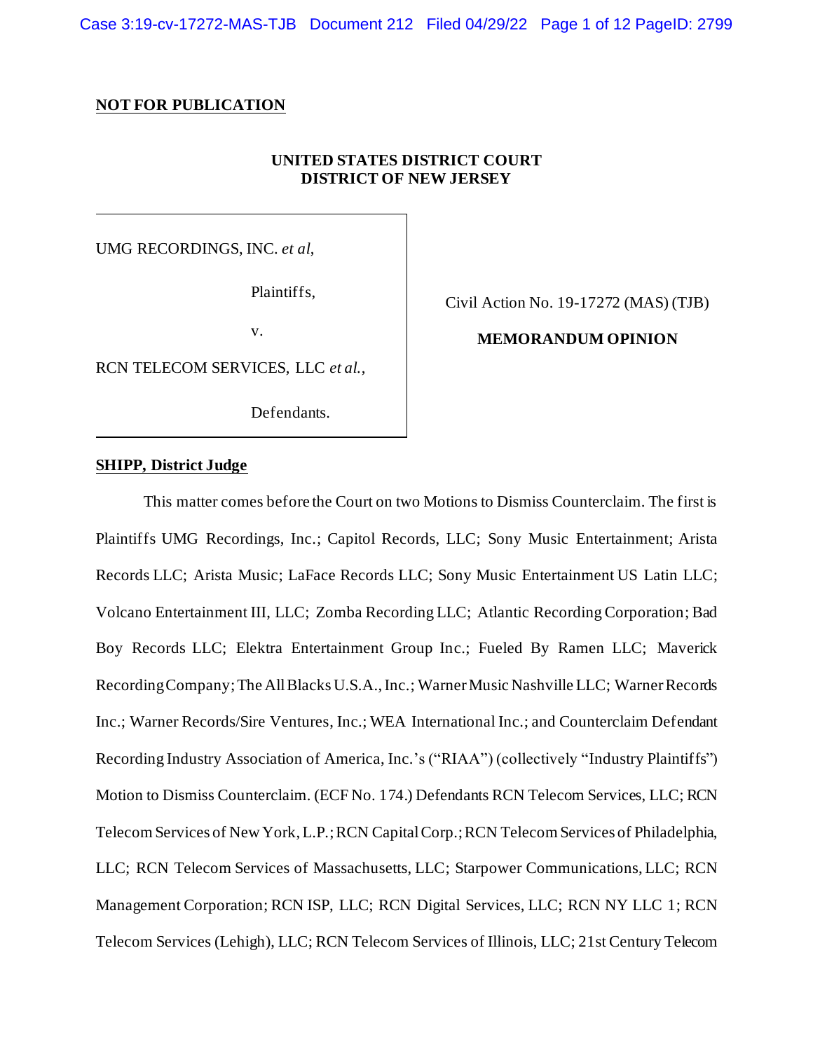**NOT FOR PUBLICATION**

**UNITED STATES DISTRICT COURT**
**DISTRICT OF NEW JERSEY**

| | |
|---|---|
| UMG RECORDINGS, INC. *et al*, Plaintiffs, v. RCN TELECOM SERVICES, LLC *et al.*, Defendants. | Civil Action No. 19-17272 (MAS) (TJB) **MEMORANDUM OPINION** |

**SHIPP, District Judge**

This matter comes before the Court on two Motions to Dismiss Counterclaim. The first is Plaintiffs UMG Recordings, Inc.; Capitol Records, LLC; Sony Music Entertainment; Arista Records LLC; Arista Music; LaFace Records LLC; Sony Music Entertainment US Latin LLC; Volcano Entertainment III, LLC; Zomba Recording LLC; Atlantic Recording Corporation; Bad Boy Records LLC; Elektra Entertainment Group Inc.; Fueled By Ramen LLC; Maverick Recording Company; The All Blacks U.S.A., Inc.; Warner Music Nashville LLC; Warner Records Inc.; Warner Records/Sire Ventures, Inc.; WEA International Inc.; and Counterclaim Defendant Recording Industry Association of America, Inc.'s ("RIAA") (collectively "Industry Plaintiffs") Motion to Dismiss Counterclaim. (ECF No. 174.) Defendants RCN Telecom Services, LLC; RCN Telecom Services of New York, L.P.; RCN Capital Corp.; RCN Telecom Services of Philadelphia, LLC; RCN Telecom Services of Massachusetts, LLC; Starpower Communications, LLC; RCN Management Corporation; RCN ISP, LLC; RCN Digital Services, LLC; RCN NY LLC 1; RCN Telecom Services (Lehigh), LLC; RCN Telecom Services of Illinois, LLC; 21st Century Telecom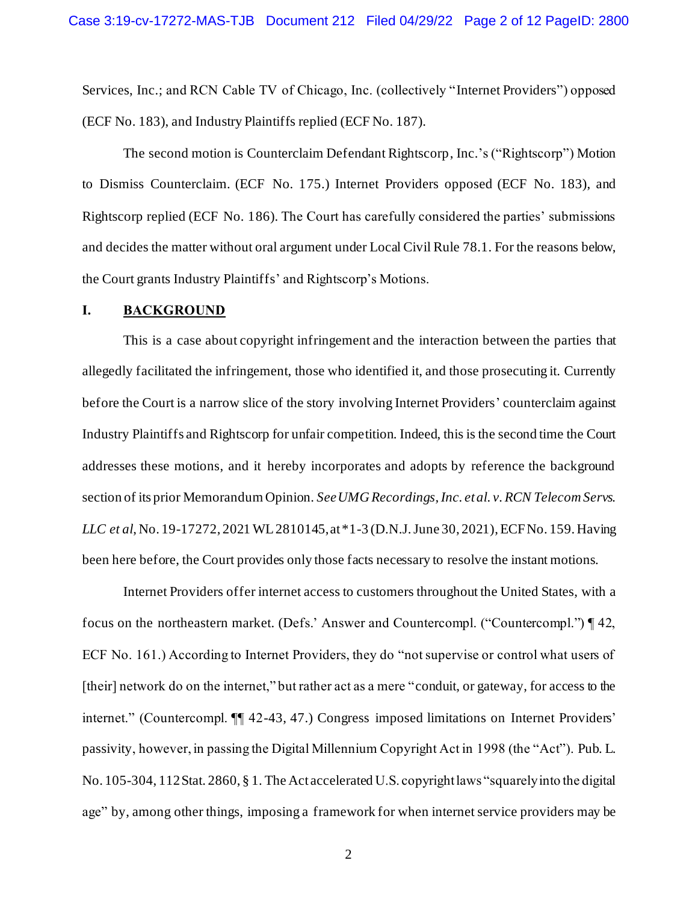Services, Inc.; and RCN Cable TV of Chicago, Inc. (collectively "Internet Providers") opposed (ECF No. 183), and Industry Plaintiffs replied (ECF No. 187).

The second motion is Counterclaim Defendant Rightscorp, Inc.'s ("Rightscorp") Motion to Dismiss Counterclaim. (ECF No. 175.) Internet Providers opposed (ECF No. 183), and Rightscorp replied (ECF No. 186). The Court has carefully considered the parties' submissions and decides the matter without oral argument under Local Civil Rule 78.1. For the reasons below, the Court grants Industry Plaintiffs' and Rightscorp's Motions.

## I. **BACKGROUND**

This is a case about copyright infringement and the interaction between the parties that allegedly facilitated the infringement, those who identified it, and those prosecuting it. Currently before the Court is a narrow slice of the story involving Internet Providers' counterclaim against Industry Plaintiffs and Rightscorp for unfair competition. Indeed, this is the second time the Court addresses these motions, and it hereby incorporates and adopts by reference the background section of its prior Memorandum Opinion. *See UMG Recordings, Inc. et al. v. RCN Telecom Servs. LLC et al*, No. 19-17272, 2021 WL 2810145, at *1-3 (D.N.J. June 30, 2021), ECF No. 159. Having been here before, the Court provides only those facts necessary to resolve the instant motions.

Internet Providers offer internet access to customers throughout the United States, with a focus on the northeastern market. (Defs.' Answer and Countercompl. ("Countercompl.") ¶ 42, ECF No. 161.) According to Internet Providers, they do "not supervise or control what users of [their] network do on the internet," but rather act as a mere "conduit, or gateway, for access to the internet." (Countercompl. ¶¶ 42-43, 47.) Congress imposed limitations on Internet Providers' passivity, however, in passing the Digital Millennium Copyright Act in 1998 (the "Act"). Pub. L. No. 105-304, 112 Stat. 2860, § 1. The Act accelerated U.S. copyright laws "squarely into the digital age" by, among other things, imposing a framework for when internet service providers may be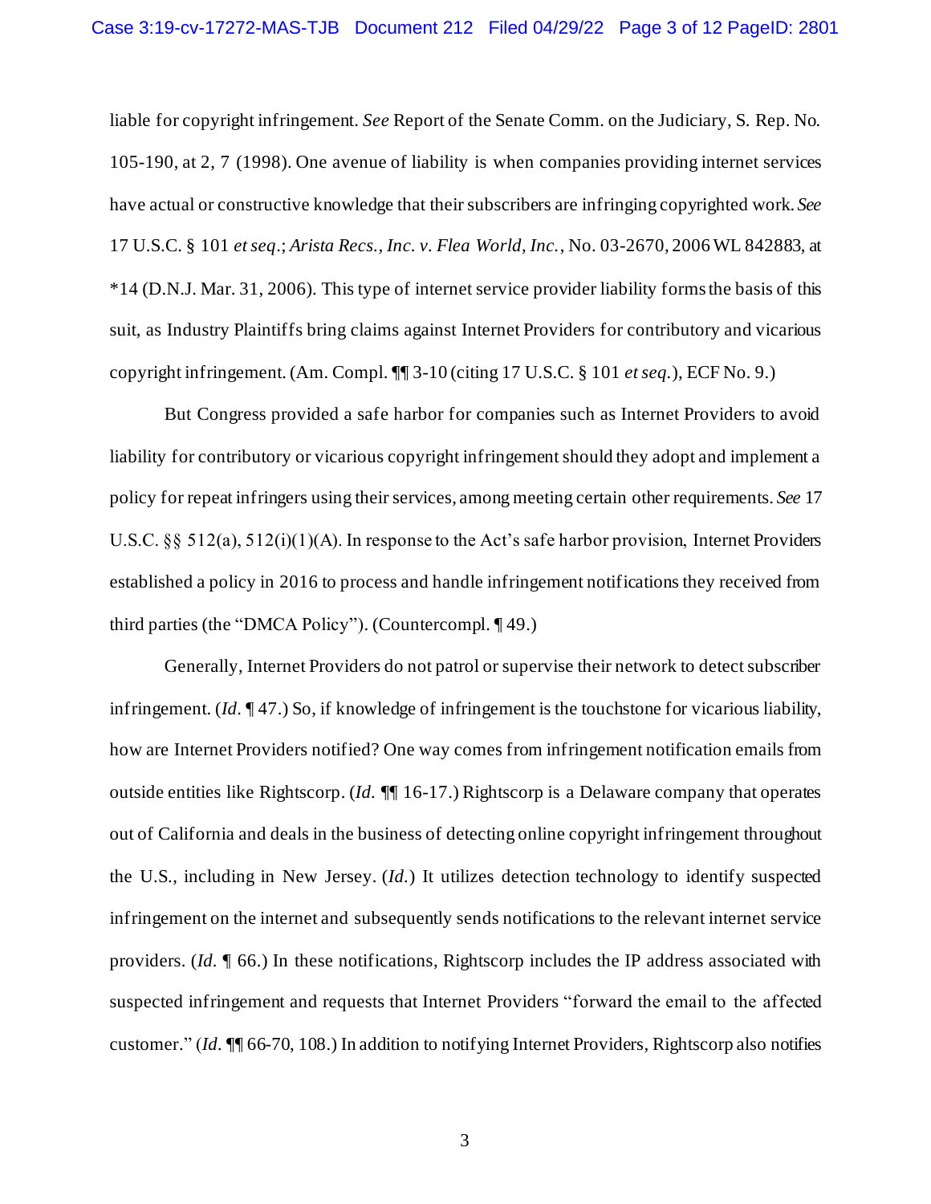liable for copyright infringement. *See* Report of the Senate Comm. on the Judiciary, S. Rep. No. 105-190, at 2, 7 (1998). One avenue of liability is when companies providing internet services have actual or constructive knowledge that their subscribers are infringing copyrighted work. *See* 17 U.S.C. § 101 *et seq*.; *Arista Recs., Inc. v. Flea World, Inc.*, No. 03-2670, 2006 WL 842883, at *14 (D.N.J. Mar. 31, 2006). This type of internet service provider liability forms the basis of this suit, as Industry Plaintiffs bring claims against Internet Providers for contributory and vicarious copyright infringement. (Am. Compl. ¶¶ 3-10 (citing 17 U.S.C. § 101 *et seq.*), ECF No. 9.)

But Congress provided a safe harbor for companies such as Internet Providers to avoid liability for contributory or vicarious copyright infringement should they adopt and implement a policy for repeat infringers using their services, among meeting certain other requirements. *See* 17 U.S.C. §§ 512(a), 512(i)(1)(A). In response to the Act's safe harbor provision, Internet Providers established a policy in 2016 to process and handle infringement notifications they received from third parties (the "DMCA Policy"). (Countercompl. ¶ 49.)

Generally, Internet Providers do not patrol or supervise their network to detect subscriber infringement. (*Id.* ¶ 47.) So, if knowledge of infringement is the touchstone for vicarious liability, how are Internet Providers notified? One way comes from infringement notification emails from outside entities like Rightscorp. (*Id.* ¶¶ 16-17.) Rightscorp is a Delaware company that operates out of California and deals in the business of detecting online copyright infringement throughout the U.S., including in New Jersey. (*Id.*) It utilizes detection technology to identify suspected infringement on the internet and subsequently sends notifications to the relevant internet service providers. (*Id.* ¶ 66.) In these notifications, Rightscorp includes the IP address associated with suspected infringement and requests that Internet Providers "forward the email to the affected customer." (*Id.* ¶¶ 66-70, 108.) In addition to notifying Internet Providers, Rightscorp also notifies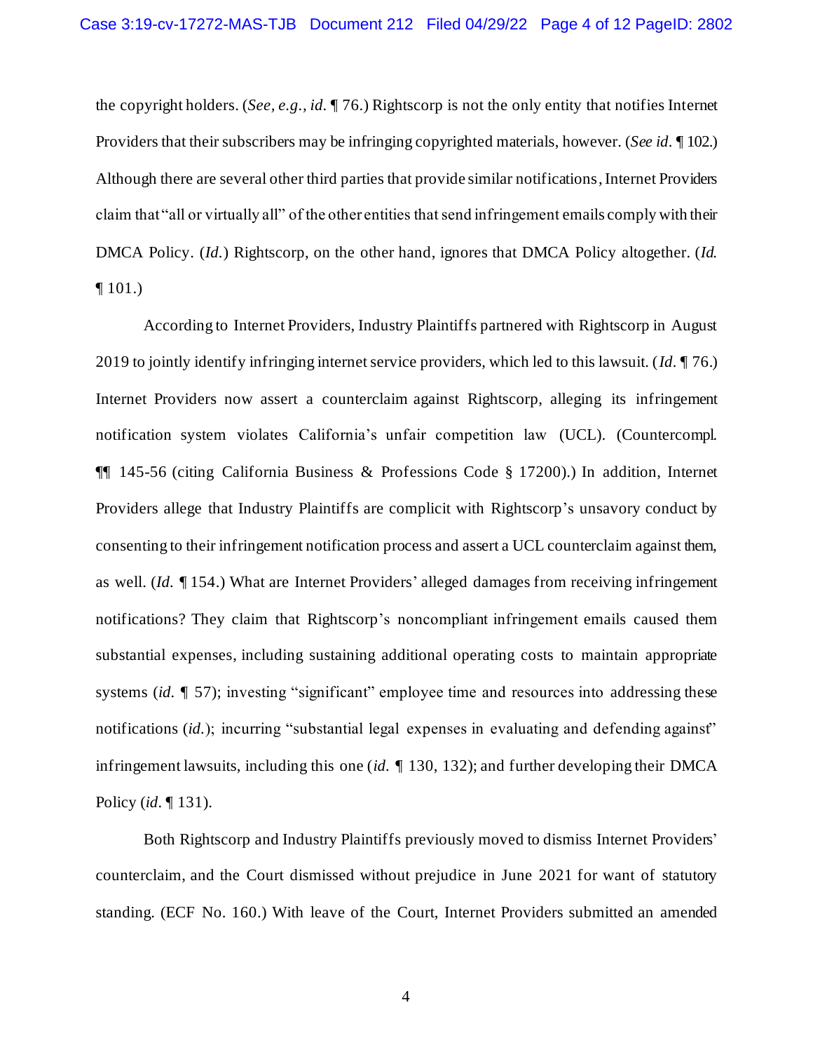the copyright holders. (*See, e.g.*, *id.* ¶ 76.) Rightscorp is not the only entity that notifies Internet Providers that their subscribers may be infringing copyrighted materials, however. (*See id.* ¶ 102.) Although there are several other third parties that provide similar notifications, Internet Providers claim that "all or virtually all" of the other entities that send infringement emails comply with their DMCA Policy. (*Id.*) Rightscorp, on the other hand, ignores that DMCA Policy altogether. (*Id.* ¶ 101.)

According to Internet Providers, Industry Plaintiffs partnered with Rightscorp in August 2019 to jointly identify infringing internet service providers, which led to this lawsuit. (*Id.* ¶ 76.) Internet Providers now assert a counterclaim against Rightscorp, alleging its infringement notification system violates California's unfair competition law (UCL). (Countercompl. ¶¶ 145-56 (citing California Business & Professions Code § 17200).) In addition, Internet Providers allege that Industry Plaintiffs are complicit with Rightscorp's unsavory conduct by consenting to their infringement notification process and assert a UCL counterclaim against them, as well. (*Id.* ¶ 154.) What are Internet Providers' alleged damages from receiving infringement notifications? They claim that Rightscorp's noncompliant infringement emails caused them substantial expenses, including sustaining additional operating costs to maintain appropriate systems (*id.* ¶ 57); investing "significant" employee time and resources into addressing these notifications (*id.*); incurring "substantial legal expenses in evaluating and defending against" infringement lawsuits, including this one (*id.* ¶ 130, 132); and further developing their DMCA Policy (*id.* ¶ 131).

Both Rightscorp and Industry Plaintiffs previously moved to dismiss Internet Providers' counterclaim, and the Court dismissed without prejudice in June 2021 for want of statutory standing. (ECF No. 160.) With leave of the Court, Internet Providers submitted an amended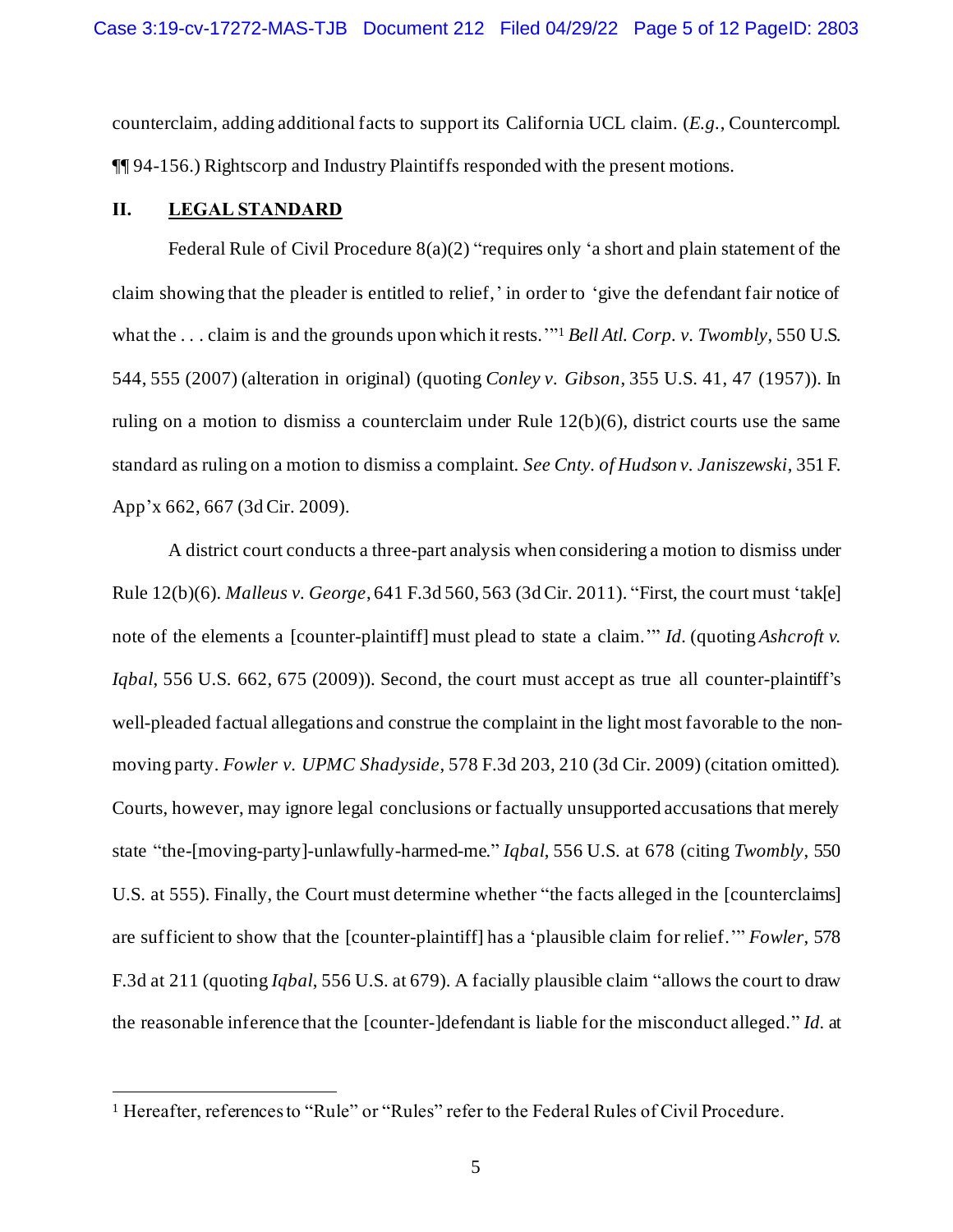counterclaim, adding additional facts to support its California UCL claim. (*E.g.*, Countercompl. ¶¶ 94-156.) Rightscorp and Industry Plaintiffs responded with the present motions.

## II. LEGAL STANDARD

Federal Rule of Civil Procedure 8(a)(2) "requires only 'a short and plain statement of the claim showing that the pleader is entitled to relief,' in order to 'give the defendant fair notice of what the . . . claim is and the grounds upon which it rests.'"[1] *Bell Atl. Corp. v. Twombly*, 550 U.S. 544, 555 (2007) (alteration in original) (quoting *Conley v. Gibson*, 355 U.S. 41, 47 (1957)). In ruling on a motion to dismiss a counterclaim under Rule 12(b)(6), district courts use the same standard as ruling on a motion to dismiss a complaint. *See Cnty. of Hudson v. Janiszewski*, 351 F. App'x 662, 667 (3d Cir. 2009).

A district court conducts a three-part analysis when considering a motion to dismiss under Rule 12(b)(6). *Malleus v. George*, 641 F.3d 560, 563 (3d Cir. 2011). "First, the court must 'tak[e] note of the elements a [counter-plaintiff] must plead to state a claim.'" *Id.* (quoting *Ashcroft v. Iqbal*, 556 U.S. 662, 675 (2009)). Second, the court must accept as true all counter-plaintiff's well-pleaded factual allegations and construe the complaint in the light most favorable to the non-moving party. *Fowler v. UPMC Shadyside*, 578 F.3d 203, 210 (3d Cir. 2009) (citation omitted). Courts, however, may ignore legal conclusions or factually unsupported accusations that merely state "the-[moving-party]-unlawfully-harmed-me." *Iqbal*, 556 U.S. at 678 (citing *Twombly*, 550 U.S. at 555). Finally, the Court must determine whether "the facts alleged in the [counterclaims] are sufficient to show that the [counter-plaintiff] has a 'plausible claim for relief.'" *Fowler*, 578 F.3d at 211 (quoting *Iqbal*, 556 U.S. at 679). A facially plausible claim "allows the court to draw the reasonable inference that the [counter-]defendant is liable for the misconduct alleged." *Id.* at

---

[1] Hereafter, references to "Rule" or "Rules" refer to the Federal Rules of Civil Procedure.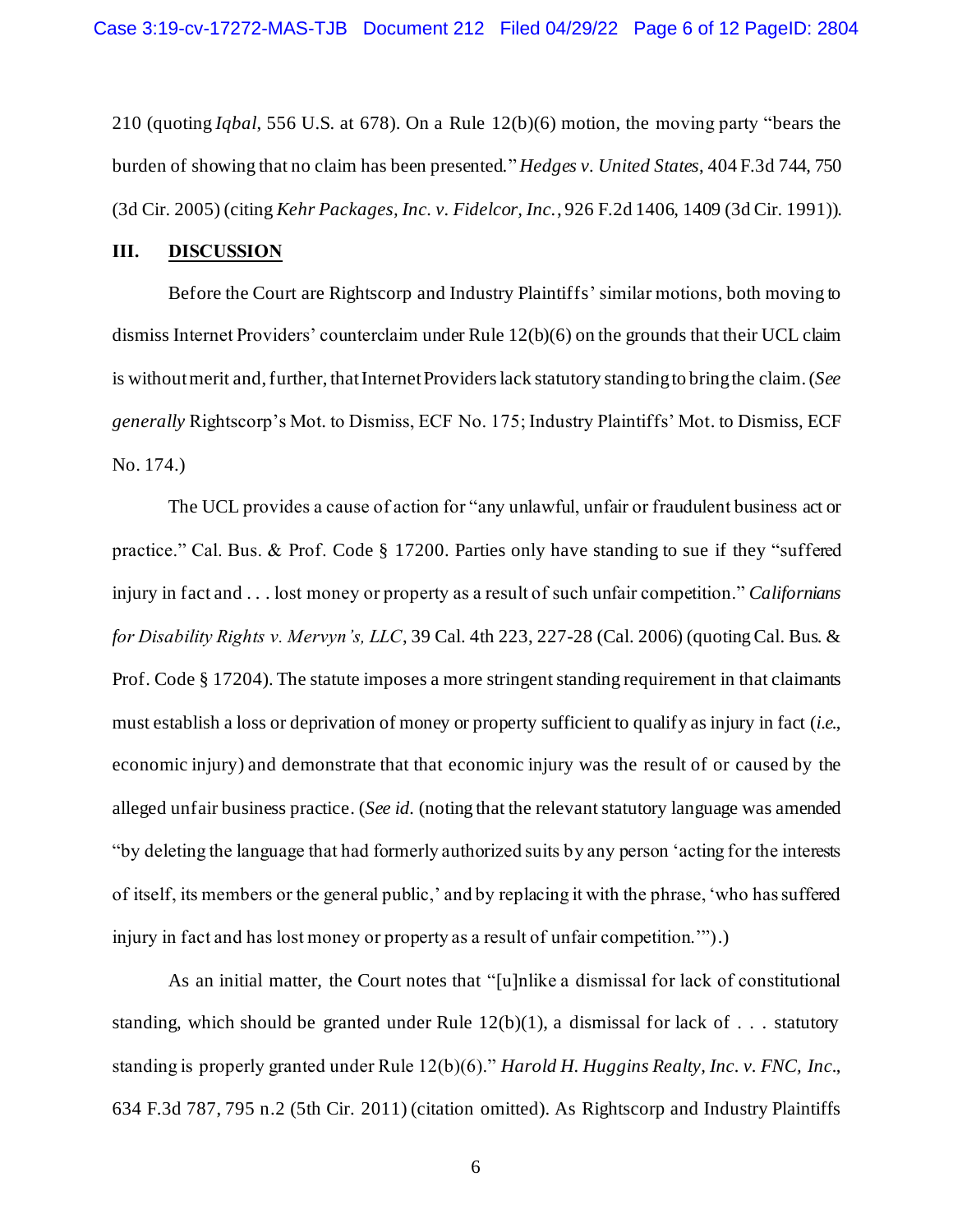210 (quoting *Iqbal*, 556 U.S. at 678). On a Rule 12(b)(6) motion, the moving party "bears the burden of showing that no claim has been presented." *Hedges v. United States*, 404 F.3d 744, 750 (3d Cir. 2005) (citing *Kehr Packages, Inc. v. Fidelcor, Inc.*, 926 F.2d 1406, 1409 (3d Cir. 1991)).

## III. DISCUSSION

Before the Court are Rightscorp and Industry Plaintiffs' similar motions, both moving to dismiss Internet Providers' counterclaim under Rule 12(b)(6) on the grounds that their UCL claim is without merit and, further, that Internet Providers lack statutory standing to bring the claim. (*See generally* Rightscorp's Mot. to Dismiss, ECF No. 175; Industry Plaintiffs' Mot. to Dismiss, ECF No. 174.)

The UCL provides a cause of action for "any unlawful, unfair or fraudulent business act or practice." Cal. Bus. & Prof. Code § 17200. Parties only have standing to sue if they "suffered injury in fact and . . . lost money or property as a result of such unfair competition." *Californians for Disability Rights v. Mervyn's, LLC*, 39 Cal. 4th 223, 227-28 (Cal. 2006) (quoting Cal. Bus. & Prof. Code § 17204). The statute imposes a more stringent standing requirement in that claimants must establish a loss or deprivation of money or property sufficient to qualify as injury in fact (*i.e.*, economic injury) and demonstrate that that economic injury was the result of or caused by the alleged unfair business practice. (*See id.* (noting that the relevant statutory language was amended "by deleting the language that had formerly authorized suits by any person 'acting for the interests of itself, its members or the general public,' and by replacing it with the phrase, 'who has suffered injury in fact and has lost money or property as a result of unfair competition.'").)

As an initial matter, the Court notes that "[u]nlike a dismissal for lack of constitutional standing, which should be granted under Rule 12(b)(1), a dismissal for lack of . . . statutory standing is properly granted under Rule 12(b)(6)." *Harold H. Huggins Realty, Inc. v. FNC, Inc.*, 634 F.3d 787, 795 n.2 (5th Cir. 2011) (citation omitted). As Rightscorp and Industry Plaintiffs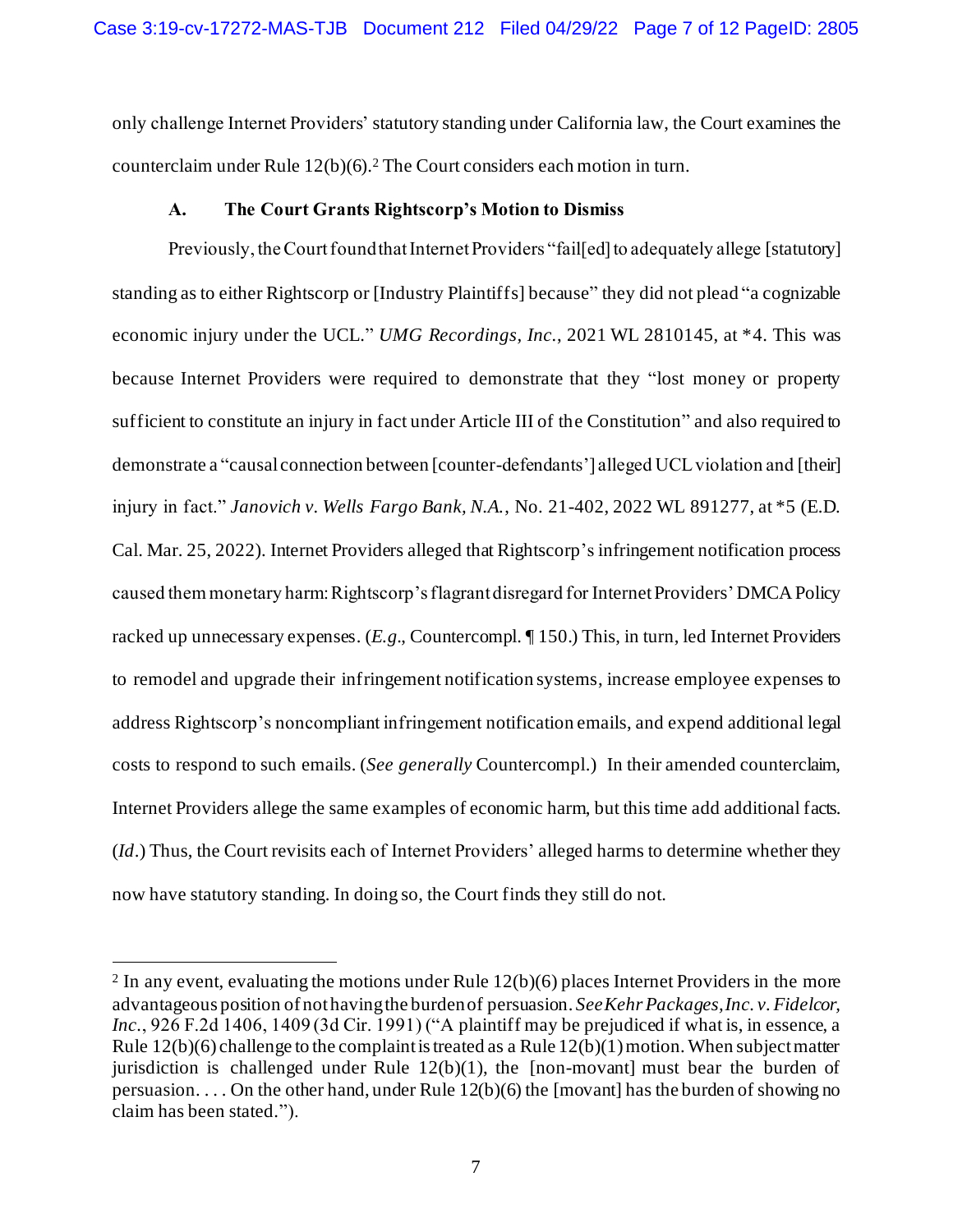only challenge Internet Providers' statutory standing under California law, the Court examines the counterclaim under Rule 12(b)(6).[2] The Court considers each motion in turn.

### A. The Court Grants Rightscorp's Motion to Dismiss

Previously, the Court found that Internet Providers "fail[ed] to adequately allege [statutory] standing as to either Rightscorp or [Industry Plaintiffs] because" they did not plead "a cognizable economic injury under the UCL." *UMG Recordings, Inc.*, 2021 WL 2810145, at *4. This was because Internet Providers were required to demonstrate that they "lost money or property sufficient to constitute an injury in fact under Article III of the Constitution" and also required to demonstrate a "causal connection between [counter-defendants'] alleged UCL violation and [their] injury in fact." *Janovich v. Wells Fargo Bank, N.A.*, No. 21-402, 2022 WL 891277, at *5 (E.D. Cal. Mar. 25, 2022). Internet Providers alleged that Rightscorp's infringement notification process caused them monetary harm: Rightscorp's flagrant disregard for Internet Providers' DMCA Policy racked up unnecessary expenses. (*E.g.*, Countercompl. ¶ 150.) This, in turn, led Internet Providers to remodel and upgrade their infringement notification systems, increase employee expenses to address Rightscorp's noncompliant infringement notification emails, and expend additional legal costs to respond to such emails. (*See generally* Countercompl.) In their amended counterclaim, Internet Providers allege the same examples of economic harm, but this time add additional facts. (*Id.*) Thus, the Court revisits each of Internet Providers' alleged harms to determine whether they now have statutory standing. In doing so, the Court finds they still do not.

---

[2] In any event, evaluating the motions under Rule 12(b)(6) places Internet Providers in the more advantageous position of not having the burden of persuasion. *See Kehr Packages, Inc. v. Fidelcor, Inc.*, 926 F.2d 1406, 1409 (3d Cir. 1991) ("A plaintiff may be prejudiced if what is, in essence, a Rule 12(b)(6) challenge to the complaint is treated as a Rule 12(b)(1) motion. When subject matter jurisdiction is challenged under Rule 12(b)(1), the [non-movant] must bear the burden of persuasion. . . . On the other hand, under Rule 12(b)(6) the [movant] has the burden of showing no claim has been stated.").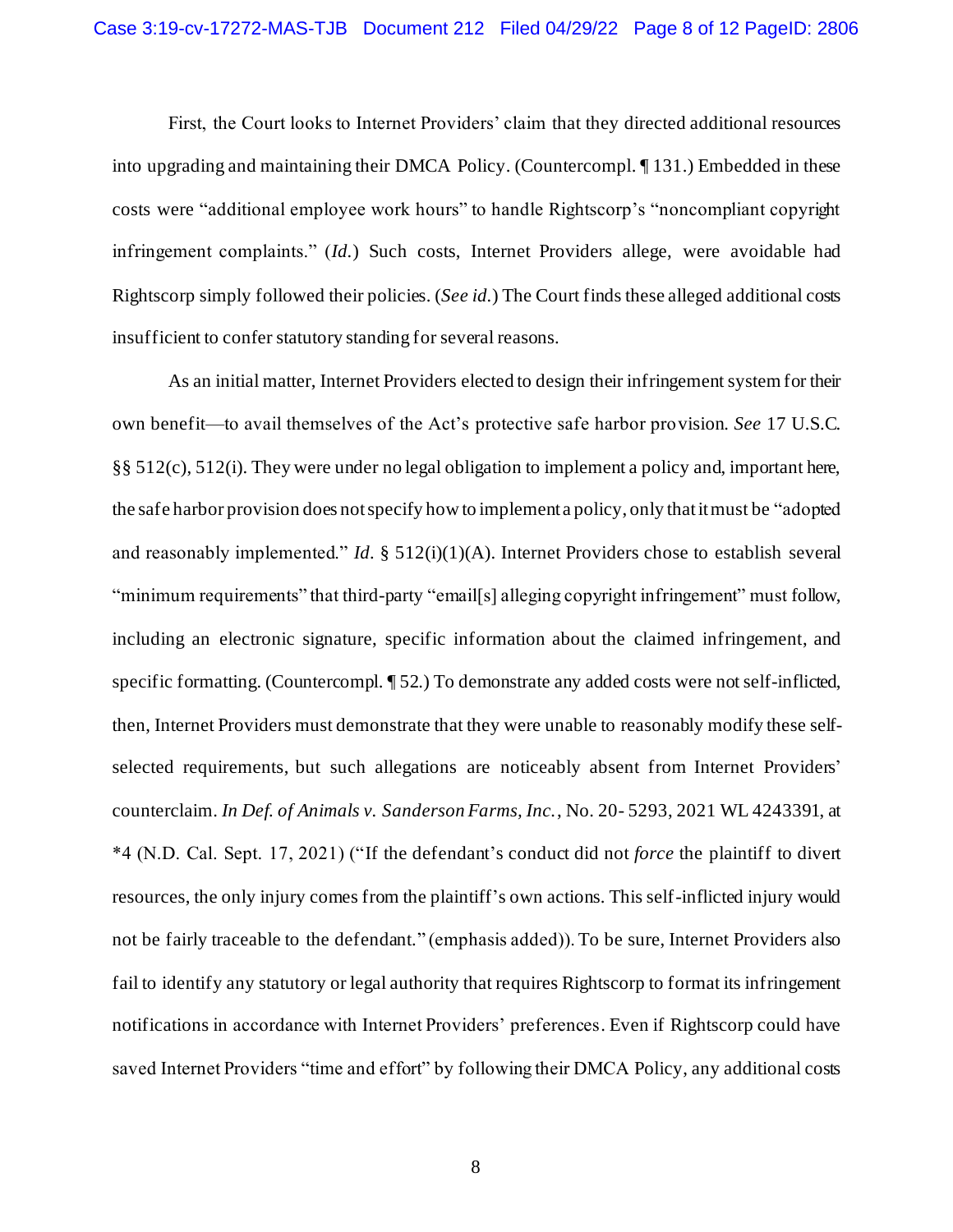First, the Court looks to Internet Providers' claim that they directed additional resources into upgrading and maintaining their DMCA Policy. (Countercompl. ¶ 131.) Embedded in these costs were "additional employee work hours" to handle Rightscorp's "noncompliant copyright infringement complaints." (*Id.*) Such costs, Internet Providers allege, were avoidable had Rightscorp simply followed their policies. (*See id.*) The Court finds these alleged additional costs insufficient to confer statutory standing for several reasons.

As an initial matter, Internet Providers elected to design their infringement system for their own benefit—to avail themselves of the Act's protective safe harbor provision. *See* 17 U.S.C. §§ 512(c), 512(i). They were under no legal obligation to implement a policy and, important here, the safe harbor provision does not specify how to implement a policy, only that it must be "adopted and reasonably implemented." *Id.* § 512(i)(1)(A). Internet Providers chose to establish several "minimum requirements" that third-party "email[s] alleging copyright infringement" must follow, including an electronic signature, specific information about the claimed infringement, and specific formatting. (Countercompl. ¶ 52.) To demonstrate any added costs were not self-inflicted, then, Internet Providers must demonstrate that they were unable to reasonably modify these self-selected requirements, but such allegations are noticeably absent from Internet Providers' counterclaim. *In Def. of Animals v. Sanderson Farms, Inc.*, No. 20-5293, 2021 WL 4243391, at *4 (N.D. Cal. Sept. 17, 2021) ("If the defendant's conduct did not *force* the plaintiff to divert resources, the only injury comes from the plaintiff's own actions. This self-inflicted injury would not be fairly traceable to the defendant." (emphasis added)). To be sure, Internet Providers also fail to identify any statutory or legal authority that requires Rightscorp to format its infringement notifications in accordance with Internet Providers' preferences. Even if Rightscorp could have saved Internet Providers "time and effort" by following their DMCA Policy, any additional costs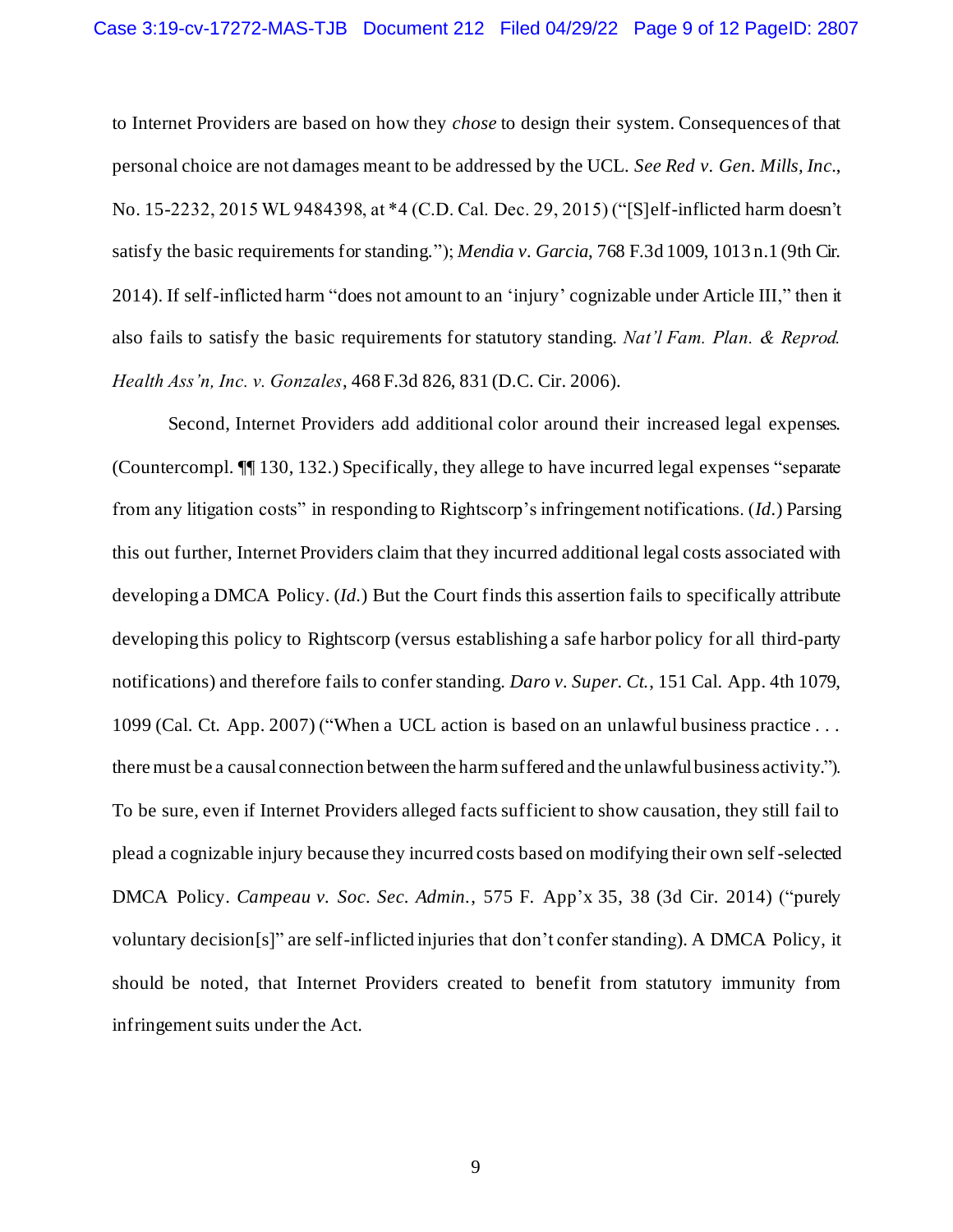to Internet Providers are based on how they *chose* to design their system. Consequences of that personal choice are not damages meant to be addressed by the UCL. *See Red v. Gen. Mills, Inc.*, No. 15-2232, 2015 WL 9484398, at *4 (C.D. Cal. Dec. 29, 2015) ("[S]elf-inflicted harm doesn't satisfy the basic requirements for standing."); *Mendia v. Garcia*, 768 F.3d 1009, 1013 n.1 (9th Cir. 2014). If self-inflicted harm "does not amount to an 'injury' cognizable under Article III," then it also fails to satisfy the basic requirements for statutory standing. *Nat'l Fam. Plan. & Reprod. Health Ass'n, Inc. v. Gonzales*, 468 F.3d 826, 831 (D.C. Cir. 2006).

Second, Internet Providers add additional color around their increased legal expenses. (Countercompl. ¶¶ 130, 132.) Specifically, they allege to have incurred legal expenses "separate from any litigation costs" in responding to Rightscorp's infringement notifications. (*Id.*) Parsing this out further, Internet Providers claim that they incurred additional legal costs associated with developing a DMCA Policy. (*Id.*) But the Court finds this assertion fails to specifically attribute developing this policy to Rightscorp (versus establishing a safe harbor policy for all third-party notifications) and therefore fails to confer standing. *Daro v. Super. Ct.*, 151 Cal. App. 4th 1079, 1099 (Cal. Ct. App. 2007) ("When a UCL action is based on an unlawful business practice . . . there must be a causal connection between the harm suffered and the unlawful business activity."). To be sure, even if Internet Providers alleged facts sufficient to show causation, they still fail to plead a cognizable injury because they incurred costs based on modifying their own self-selected DMCA Policy. *Campeau v. Soc. Sec. Admin.*, 575 F. App'x 35, 38 (3d Cir. 2014) ("purely voluntary decision[s]" are self-inflicted injuries that don't confer standing). A DMCA Policy, it should be noted, that Internet Providers created to benefit from statutory immunity from infringement suits under the Act.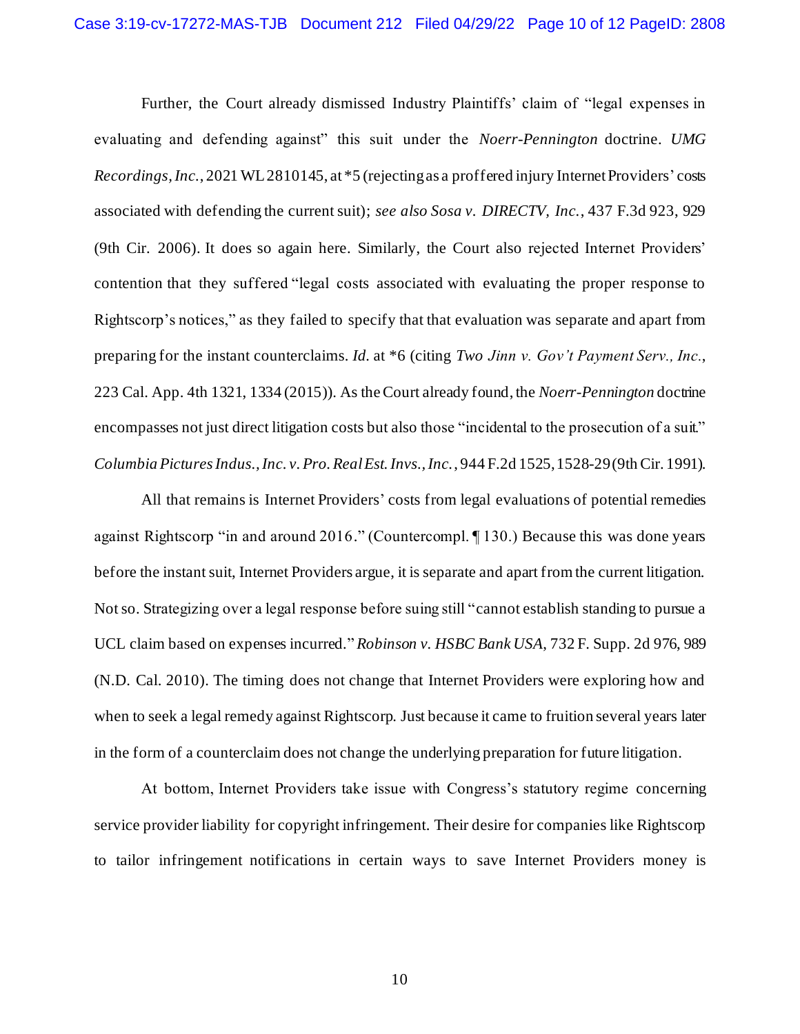Further, the Court already dismissed Industry Plaintiffs' claim of "legal expenses in evaluating and defending against" this suit under the *Noerr-Pennington* doctrine. *UMG Recordings, Inc.*, 2021 WL 2810145, at *5 (rejecting as a proffered injury Internet Providers' costs associated with defending the current suit); *see also Sosa v. DIRECTV, Inc.*, 437 F.3d 923, 929 (9th Cir. 2006). It does so again here. Similarly, the Court also rejected Internet Providers' contention that they suffered "legal costs associated with evaluating the proper response to Rightscorp's notices," as they failed to specify that that evaluation was separate and apart from preparing for the instant counterclaims. *Id.* at *6 (citing *Two Jinn v. Gov't Payment Serv., Inc.*, 223 Cal. App. 4th 1321, 1334 (2015)). As the Court already found, the *Noerr-Pennington* doctrine encompasses not just direct litigation costs but also those "incidental to the prosecution of a suit." *Columbia Pictures Indus., Inc. v. Pro. Real Est. Invs., Inc.*, 944 F.2d 1525, 1528-29 (9th Cir. 1991).

All that remains is Internet Providers' costs from legal evaluations of potential remedies against Rightscorp "in and around 2016." (Countercompl. ¶ 130.) Because this was done years before the instant suit, Internet Providers argue, it is separate and apart from the current litigation. Not so. Strategizing over a legal response before suing still "cannot establish standing to pursue a UCL claim based on expenses incurred." *Robinson v. HSBC Bank USA*, 732 F. Supp. 2d 976, 989 (N.D. Cal. 2010). The timing does not change that Internet Providers were exploring how and when to seek a legal remedy against Rightscorp. Just because it came to fruition several years later in the form of a counterclaim does not change the underlying preparation for future litigation.

At bottom, Internet Providers take issue with Congress's statutory regime concerning service provider liability for copyright infringement. Their desire for companies like Rightscorp to tailor infringement notifications in certain ways to save Internet Providers money is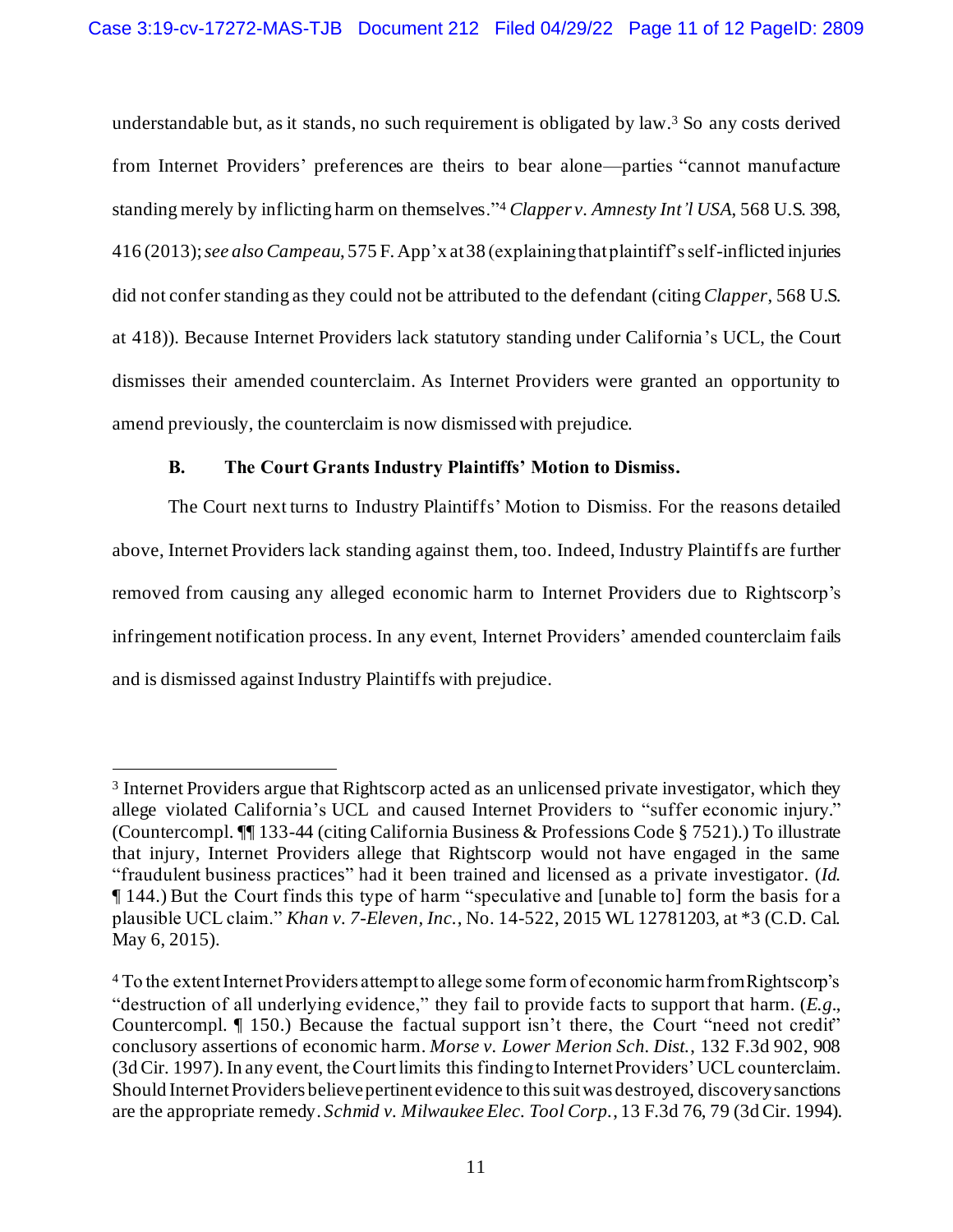understandable but, as it stands, no such requirement is obligated by law.[3] So any costs derived from Internet Providers' preferences are theirs to bear alone—parties "cannot manufacture standing merely by inflicting harm on themselves."[4] *Clapper v. Amnesty Int'l USA*, 568 U.S. 398, 416 (2013); *see also Campeau*, 575 F. App'x at 38 (explaining that plaintiff's self-inflicted injuries did not confer standing as they could not be attributed to the defendant (citing *Clapper*, 568 U.S. at 418)). Because Internet Providers lack statutory standing under California's UCL, the Court dismisses their amended counterclaim. As Internet Providers were granted an opportunity to amend previously, the counterclaim is now dismissed with prejudice.

**B. The Court Grants Industry Plaintiffs' Motion to Dismiss.**

The Court next turns to Industry Plaintiffs' Motion to Dismiss. For the reasons detailed above, Internet Providers lack standing against them, too. Indeed, Industry Plaintiffs are further removed from causing any alleged economic harm to Internet Providers due to Rightscorp's infringement notification process. In any event, Internet Providers' amended counterclaim fails and is dismissed against Industry Plaintiffs with prejudice.

---

[3] Internet Providers argue that Rightscorp acted as an unlicensed private investigator, which they allege violated California's UCL and caused Internet Providers to "suffer economic injury." (Countercompl. ¶¶ 133-44 (citing California Business & Professions Code § 7521).) To illustrate that injury, Internet Providers allege that Rightscorp would not have engaged in the same "fraudulent business practices" had it been trained and licensed as a private investigator. (*Id.* ¶ 144.) But the Court finds this type of harm "speculative and [unable to] form the basis for a plausible UCL claim." *Khan v. 7-Eleven, Inc.*, No. 14-522, 2015 WL 12781203, at *3 (C.D. Cal. May 6, 2015).

[4] To the extent Internet Providers attempt to allege some form of economic harm from Rightscorp's "destruction of all underlying evidence," they fail to provide facts to support that harm. (*E.g.*, Countercompl. ¶ 150.) Because the factual support isn't there, the Court "need not credit" conclusory assertions of economic harm. *Morse v. Lower Merion Sch. Dist.*, 132 F.3d 902, 908 (3d Cir. 1997). In any event, the Court limits this finding to Internet Providers' UCL counterclaim. Should Internet Providers believe pertinent evidence to this suit was destroyed, discovery sanctions are the appropriate remedy. *Schmid v. Milwaukee Elec. Tool Corp.*, 13 F.3d 76, 79 (3d Cir. 1994).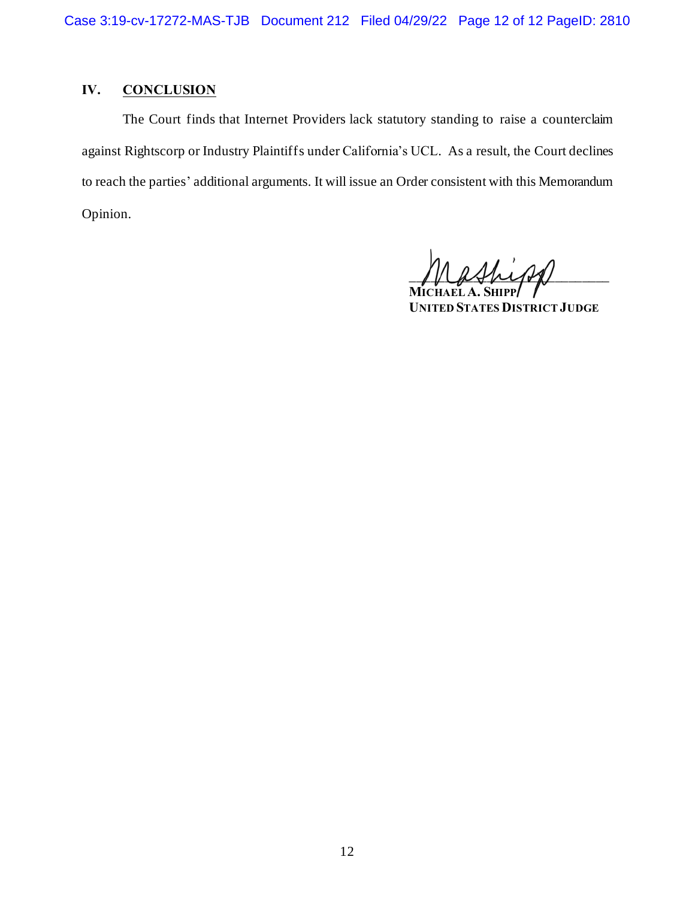## IV. CONCLUSION

The Court finds that Internet Providers lack statutory standing to raise a counterclaim against Rightscorp or Industry Plaintiffs under California's UCL. As a result, the Court declines to reach the parties' additional arguments. It will issue an Order consistent with this Memorandum Opinion.

**MICHAEL A. SHIPP**
**UNITED STATES DISTRICT JUDGE**